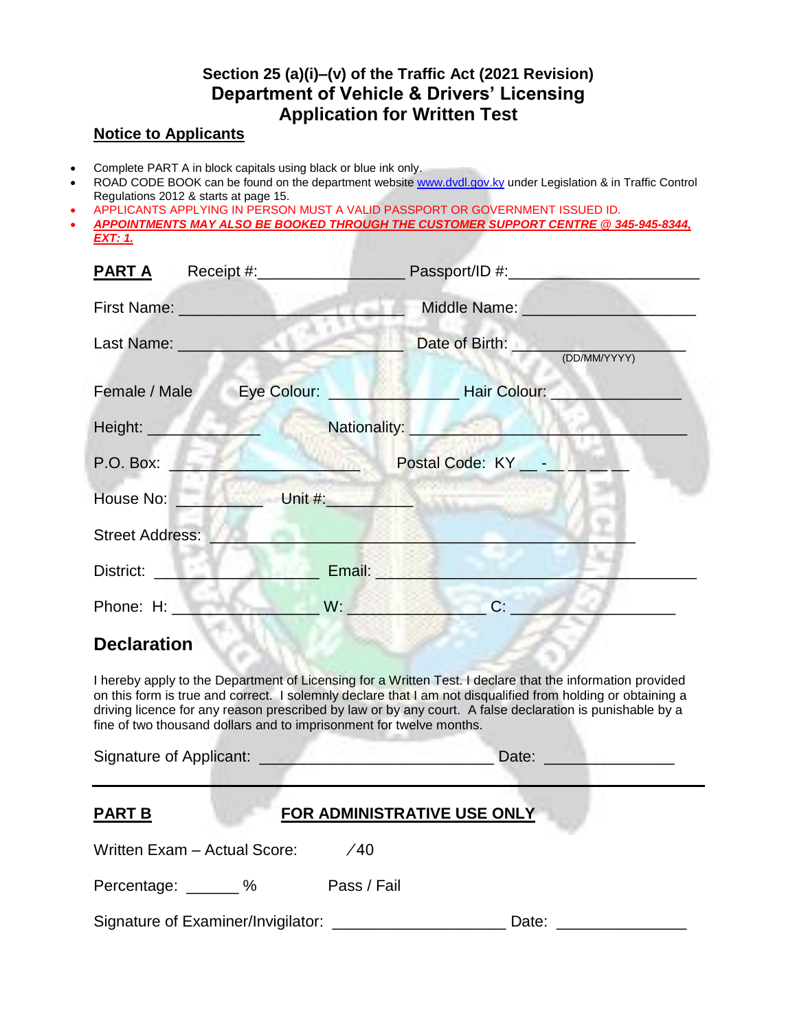## Section 25 (a)(i)–(v) of the Traffic Act (2021 Revision)

# Department of Vehicle & Drivers' Licensing

## Application for Written Test

**Notice to Applicants**

- Complete PART A in block capitals using black or blue ink only.
- ROAD CODE BOOK can be found on the department website www.dvdl.gov.ky under Legislation & in Traffic Control Regulations 2012 & starts at page 15.
- APPLICANTS APPLYING IN PERSON MUST A VALID PASSPORT OR GOVERNMENT ISSUED ID.
- ***APPOINTMENTS MAY ALSO BE BOOKED THROUGH THE CUSTOMER SUPPORT CENTRE @ 345-945-8344, EXT: 1.***

**PART A** Receipt #:________________ Passport/ID #:______________________

First Name: _________________________ Middle Name: ____________________

Last Name: __________________________ Date of Birth: ___________________ (DD/MM/YYYY)

Female / Male Eye Colour: ______________ Hair Colour: ______________

Height: ____________ Nationality: _______________________________

P.O. Box: _____________________ Postal Code: KY __ -__ __ __ __

House No: _________ Unit #:_________

Street Address: ______________________________________________

District: __________________ Email: ___________________________________

Phone: H: ________________ W: _______________ C: __________________

## Declaration

I hereby apply to the Department of Licensing for a Written Test. I declare that the information provided on this form is true and correct. I solemnly declare that I am not disqualified from holding or obtaining a driving licence for any reason prescribed by law or by any court. A false declaration is punishable by a fine of two thousand dollars and to imprisonment for twelve months.

Signature of Applicant: __________________________ Date: _______________

---

**PART B** **FOR ADMINISTRATIVE USE ONLY**

Written Exam – Actual Score: /40

Percentage: ______ % Pass / Fail

Signature of Examiner/Invigilator: ___________________ Date: ______________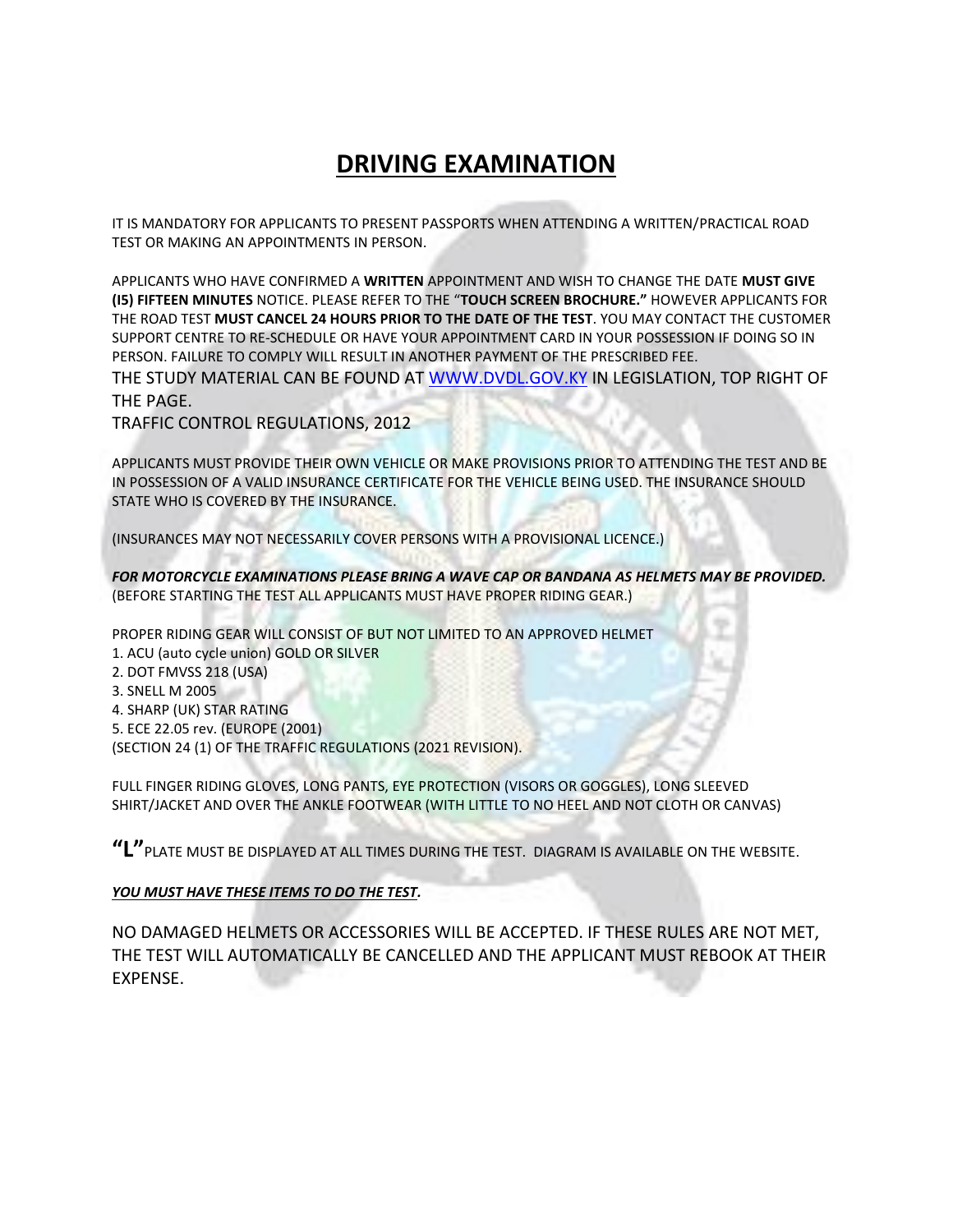# DRIVING EXAMINATION

IT IS MANDATORY FOR APPLICANTS TO PRESENT PASSPORTS WHEN ATTENDING A WRITTEN/PRACTICAL ROAD TEST OR MAKING AN APPOINTMENTS IN PERSON.

APPLICANTS WHO HAVE CONFIRMED A **WRITTEN** APPOINTMENT AND WISH TO CHANGE THE DATE **MUST GIVE (I5) FIFTEEN MINUTES** NOTICE. PLEASE REFER TO THE "**TOUCH SCREEN BROCHURE."** HOWEVER APPLICANTS FOR THE ROAD TEST **MUST CANCEL 24 HOURS PRIOR TO THE DATE OF THE TEST**. YOU MAY CONTACT THE CUSTOMER SUPPORT CENTRE TO RE-SCHEDULE OR HAVE YOUR APPOINTMENT CARD IN YOUR POSSESSION IF DOING SO IN PERSON. FAILURE TO COMPLY WILL RESULT IN ANOTHER PAYMENT OF THE PRESCRIBED FEE.

THE STUDY MATERIAL CAN BE FOUND AT [WWW.DVDL.GOV.KY](http://WWW.DVDL.GOV.KY) IN LEGISLATION, TOP RIGHT OF THE PAGE.
TRAFFIC CONTROL REGULATIONS, 2012

APPLICANTS MUST PROVIDE THEIR OWN VEHICLE OR MAKE PROVISIONS PRIOR TO ATTENDING THE TEST AND BE IN POSSESSION OF A VALID INSURANCE CERTIFICATE FOR THE VEHICLE BEING USED. THE INSURANCE SHOULD STATE WHO IS COVERED BY THE INSURANCE.

(INSURANCES MAY NOT NECESSARILY COVER PERSONS WITH A PROVISIONAL LICENCE.)

***FOR MOTORCYCLE EXAMINATIONS PLEASE BRING A WAVE CAP OR BANDANA AS HELMETS MAY BE PROVIDED.***
(BEFORE STARTING THE TEST ALL APPLICANTS MUST HAVE PROPER RIDING GEAR.)

PROPER RIDING GEAR WILL CONSIST OF BUT NOT LIMITED TO AN APPROVED HELMET
1. ACU (auto cycle union) GOLD OR SILVER
2. DOT FMVSS 218 (USA)
3. SNELL M 2005
4. SHARP (UK) STAR RATING
5. ECE 22.05 rev. (EUROPE (2001)

(SECTION 24 (1) OF THE TRAFFIC REGULATIONS (2021 REVISION).

FULL FINGER RIDING GLOVES, LONG PANTS, EYE PROTECTION (VISORS OR GOGGLES), LONG SLEEVED SHIRT/JACKET AND OVER THE ANKLE FOOTWEAR (WITH LITTLE TO NO HEEL AND NOT CLOTH OR CANVAS)

**"L"** PLATE MUST BE DISPLAYED AT ALL TIMES DURING THE TEST. DIAGRAM IS AVAILABLE ON THE WEBSITE.

***YOU MUST HAVE THESE ITEMS TO DO THE TEST.***

NO DAMAGED HELMETS OR ACCESSORIES WILL BE ACCEPTED. IF THESE RULES ARE NOT MET, THE TEST WILL AUTOMATICALLY BE CANCELLED AND THE APPLICANT MUST REBOOK AT THEIR EXPENSE.